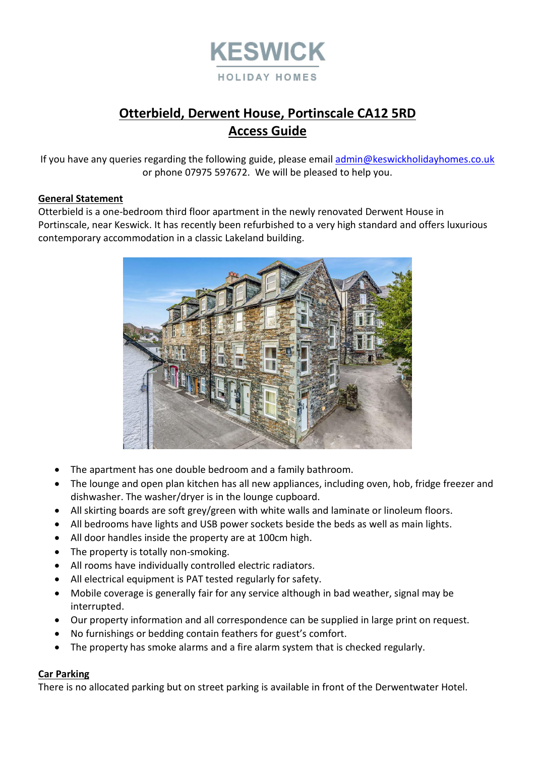# KESWICK
HOLIDAY HOMES

## Otterbield, Derwent House, Portinscale CA12 5RD
## Access Guide

If you have any queries regarding the following guide, please email admin@keswickholidayhomes.co.uk or phone 07975 597672. We will be pleased to help you.

### General Statement

Otterbield is a one-bedroom third floor apartment in the newly renovated Derwent House in Portinscale, near Keswick. It has recently been refurbished to a very high standard and offers luxurious contemporary accommodation in a classic Lakeland building.

- The apartment has one double bedroom and a family bathroom.
- The lounge and open plan kitchen has all new appliances, including oven, hob, fridge freezer and dishwasher. The washer/dryer is in the lounge cupboard.
- All skirting boards are soft grey/green with white walls and laminate or linoleum floors.
- All bedrooms have lights and USB power sockets beside the beds as well as main lights.
- All door handles inside the property are at 100cm high.
- The property is totally non-smoking.
- All rooms have individually controlled electric radiators.
- All electrical equipment is PAT tested regularly for safety.
- Mobile coverage is generally fair for any service although in bad weather, signal may be interrupted.
- Our property information and all correspondence can be supplied in large print on request.
- No furnishings or bedding contain feathers for guest's comfort.
- The property has smoke alarms and a fire alarm system that is checked regularly.

### Car Parking

There is no allocated parking but on street parking is available in front of the Derwentwater Hotel.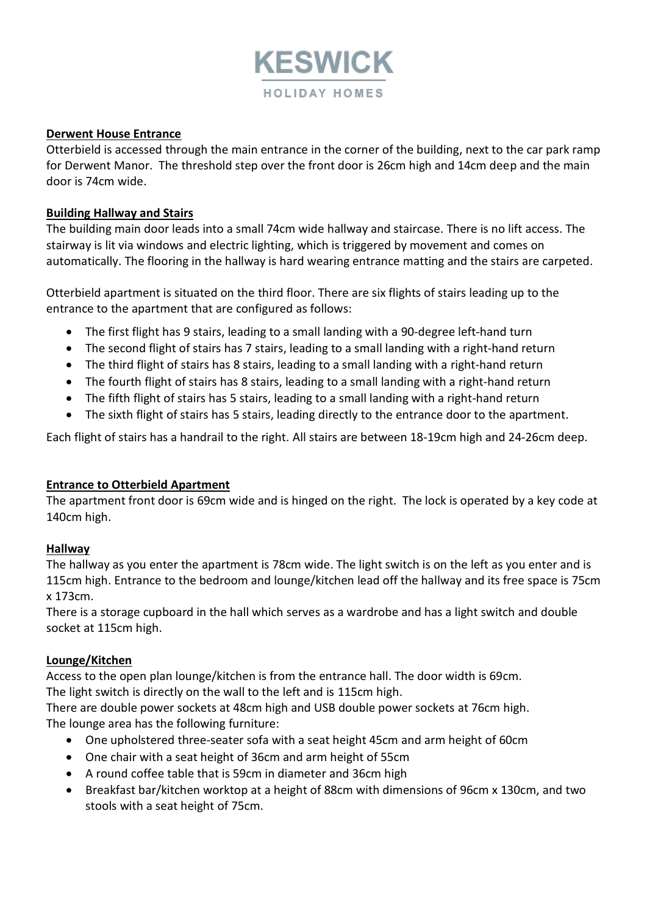KESWICK

HOLIDAY HOMES

**Derwent House Entrance**

Otterbield is accessed through the main entrance in the corner of the building, next to the car park ramp for Derwent Manor. The threshold step over the front door is 26cm high and 14cm deep and the main door is 74cm wide.

**Building Hallway and Stairs**

The building main door leads into a small 74cm wide hallway and staircase. There is no lift access. The stairway is lit via windows and electric lighting, which is triggered by movement and comes on automatically. The flooring in the hallway is hard wearing entrance matting and the stairs are carpeted.

Otterbield apartment is situated on the third floor. There are six flights of stairs leading up to the entrance to the apartment that are configured as follows:

- The first flight has 9 stairs, leading to a small landing with a 90-degree left-hand turn
- The second flight of stairs has 7 stairs, leading to a small landing with a right-hand return
- The third flight of stairs has 8 stairs, leading to a small landing with a right-hand return
- The fourth flight of stairs has 8 stairs, leading to a small landing with a right-hand return
- The fifth flight of stairs has 5 stairs, leading to a small landing with a right-hand return
- The sixth flight of stairs has 5 stairs, leading directly to the entrance door to the apartment.

Each flight of stairs has a handrail to the right. All stairs are between 18-19cm high and 24-26cm deep.

**Entrance to Otterbield Apartment**

The apartment front door is 69cm wide and is hinged on the right. The lock is operated by a key code at 140cm high.

**Hallway**

The hallway as you enter the apartment is 78cm wide. The light switch is on the left as you enter and is 115cm high. Entrance to the bedroom and lounge/kitchen lead off the hallway and its free space is 75cm x 173cm.

There is a storage cupboard in the hall which serves as a wardrobe and has a light switch and double socket at 115cm high.

**Lounge/Kitchen**

Access to the open plan lounge/kitchen is from the entrance hall. The door width is 69cm.
The light switch is directly on the wall to the left and is 115cm high.
There are double power sockets at 48cm high and USB double power sockets at 76cm high.
The lounge area has the following furniture:

- One upholstered three-seater sofa with a seat height 45cm and arm height of 60cm
- One chair with a seat height of 36cm and arm height of 55cm
- A round coffee table that is 59cm in diameter and 36cm high
- Breakfast bar/kitchen worktop at a height of 88cm with dimensions of 96cm x 130cm, and two stools with a seat height of 75cm.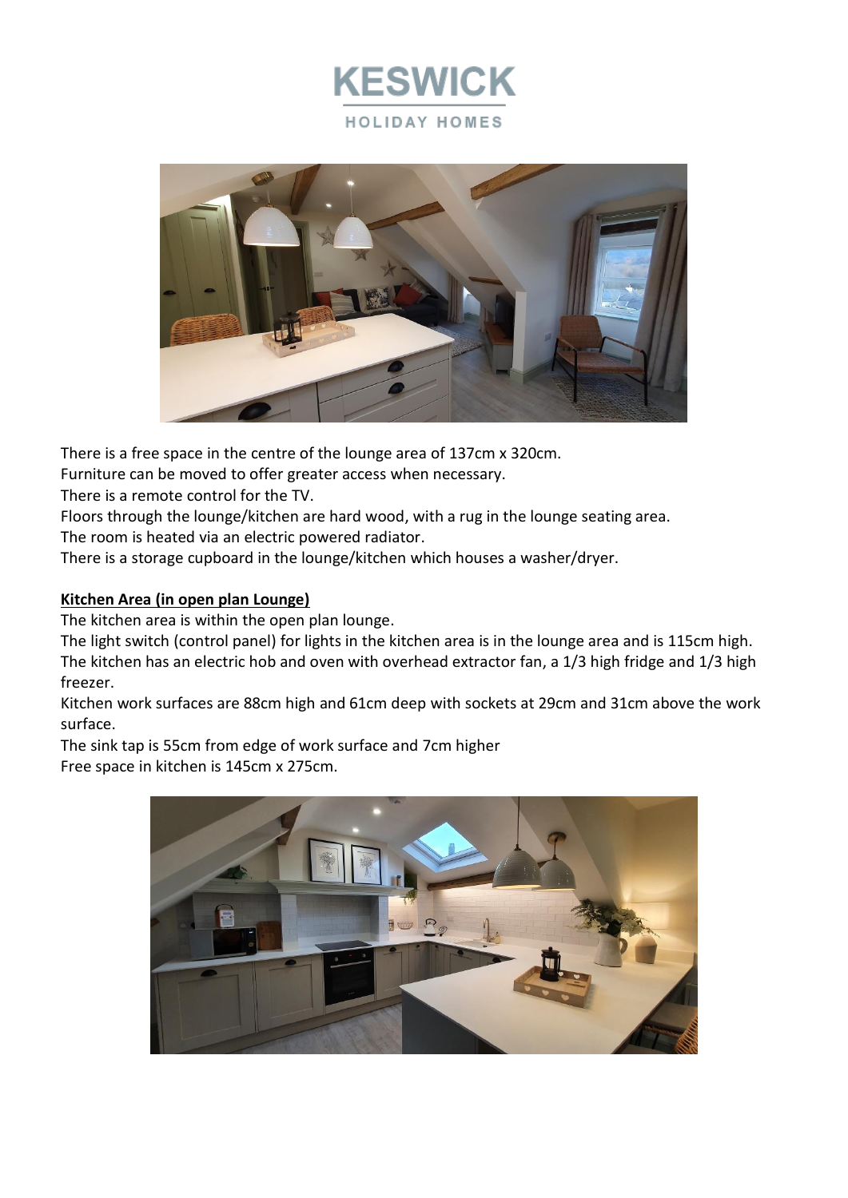There is a free space in the centre of the lounge area of 137cm x 320cm.
Furniture can be moved to offer greater access when necessary.
There is a remote control for the TV.
Floors through the lounge/kitchen are hard wood, with a rug in the lounge seating area.
The room is heated via an electric powered radiator.
There is a storage cupboard in the lounge/kitchen which houses a washer/dryer.

**Kitchen Area (in open plan Lounge)**

The kitchen area is within the open plan lounge.
The light switch (control panel) for lights in the kitchen area is in the lounge area and is 115cm high.
The kitchen has an electric hob and oven with overhead extractor fan, a 1/3 high fridge and 1/3 high freezer.
Kitchen work surfaces are 88cm high and 61cm deep with sockets at 29cm and 31cm above the work surface.
The sink tap is 55cm from edge of work surface and 7cm higher
Free space in kitchen is 145cm x 275cm.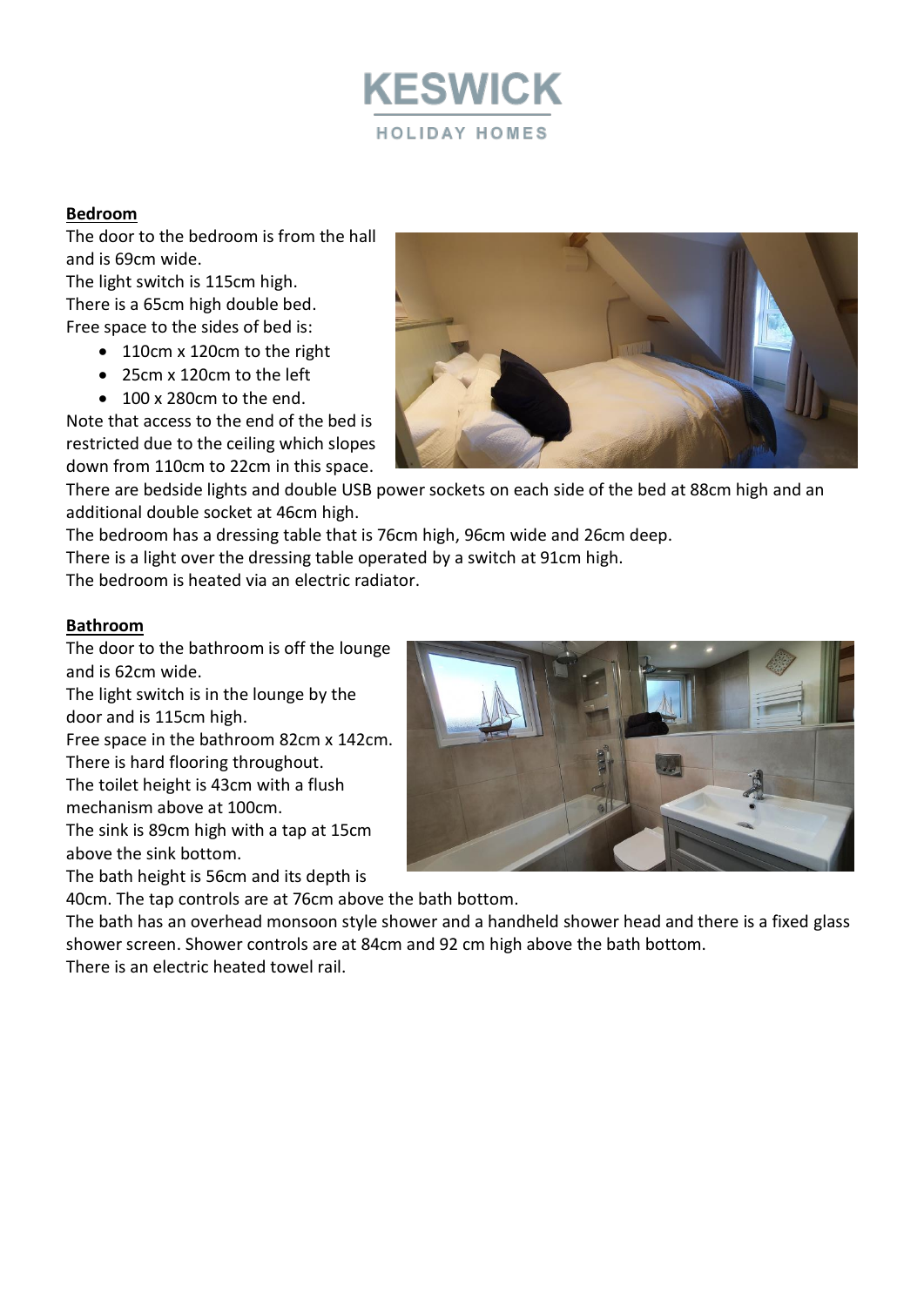**KESWICK**

HOLIDAY HOMES

**Bedroom**

The door to the bedroom is from the hall and is 69cm wide.
The light switch is 115cm high.
There is a 65cm high double bed.
Free space to the sides of bed is:

- 110cm x 120cm to the right
- 25cm x 120cm to the left
- 100 x 280cm to the end.

Note that access to the end of the bed is restricted due to the ceiling which slopes down from 110cm to 22cm in this space.
There are bedside lights and double USB power sockets on each side of the bed at 88cm high and an additional double socket at 46cm high.
The bedroom has a dressing table that is 76cm high, 96cm wide and 26cm deep.
There is a light over the dressing table operated by a switch at 91cm high.
The bedroom is heated via an electric radiator.

**Bathroom**

The door to the bathroom is off the lounge and is 62cm wide.
The light switch is in the lounge by the door and is 115cm high.
Free space in the bathroom 82cm x 142cm.
There is hard flooring throughout.
The toilet height is 43cm with a flush mechanism above at 100cm.
The sink is 89cm high with a tap at 15cm above the sink bottom.
The bath height is 56cm and its depth is 40cm. The tap controls are at 76cm above the bath bottom.
The bath has an overhead monsoon style shower and a handheld shower head and there is a fixed glass shower screen. Shower controls are at 84cm and 92 cm high above the bath bottom.
There is an electric heated towel rail.